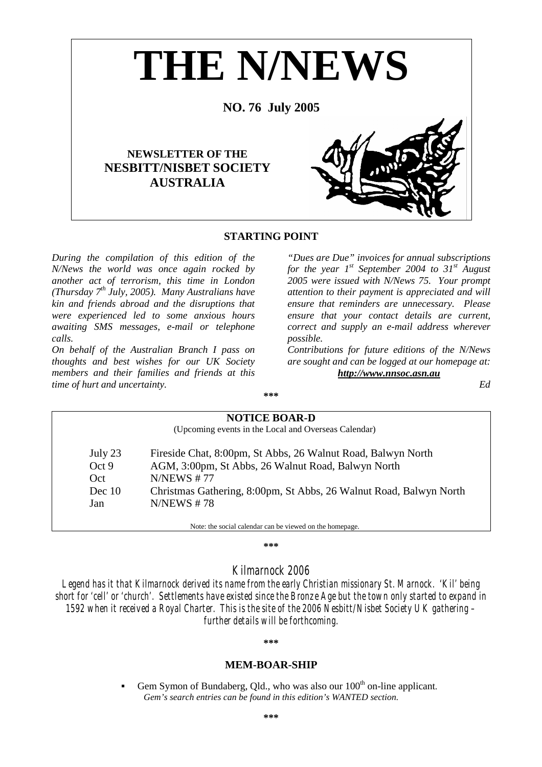# THE N/NEWS

**NO. 76 July 2005**

**NEWSLETTER OF THE NESBITT/NISBET SOCIETY AUSTRALIA**

## STARTING POINT

*During the compilation of this edition of the N/News the world was once again rocked by another act of terrorism, this time in London (Thursday 7th July, 2005). Many Australians have kin and friends abroad and the disruptions that were experienced led to some anxious hours awaiting SMS messages, e-mail or telephone calls.*

*On behalf of the Australian Branch I pass on thoughts and best wishes for our UK Society members and their families and friends at this time of hurt and uncertainty.*

*"Dues are Due" invoices for annual subscriptions for the year 1st September 2004 to 31st August 2005 were issued with N/News 75. Your prompt attention to their payment is appreciated and will ensure that reminders are unnecessary. Please ensure that your contact details are current, correct and supply an e-mail address wherever possible.*

*Contributions for future editions of the N/News are sought and can be logged at our homepage at:*

***http://www.nnsoc.asn.au***

*Ed*

\*\*\*

## NOTICE BOAR-D

(Upcoming events in the Local and Overseas Calendar)

| | |
|---|---|
| July 23 | Fireside Chat, 8:00pm, St Abbs, 26 Walnut Road, Balwyn North |
| Oct 9 | AGM, 3:00pm, St Abbs, 26 Walnut Road, Balwyn North |
| Oct | N/NEWS # 77 |
| Dec 10 | Christmas Gathering, 8:00pm, St Abbs, 26 Walnut Road, Balwyn North |
| Jan | N/NEWS # 78 |

Note: the social calendar can be viewed on the homepage.

\*\*\*

## Kilmarnock 2006

*Legend has it that Kilmarnock derived its name from the early Christian missionary St. Marnock. 'Kil' being short for 'cell' or 'church'. Settlements have existed since the Bronze Age but the town only started to expand in 1592 when it received a Royal Charter. This is the site of the 2006 Nesbitt/Nisbet Society UK gathering – further details will be forthcoming.*

\*\*\*

## MEM-BOAR-SHIP

- Gem Symon of Bundaberg, Qld., who was also our 100th on-line applicant.
  *Gem's search entries can be found in this edition's WANTED section.*

\*\*\*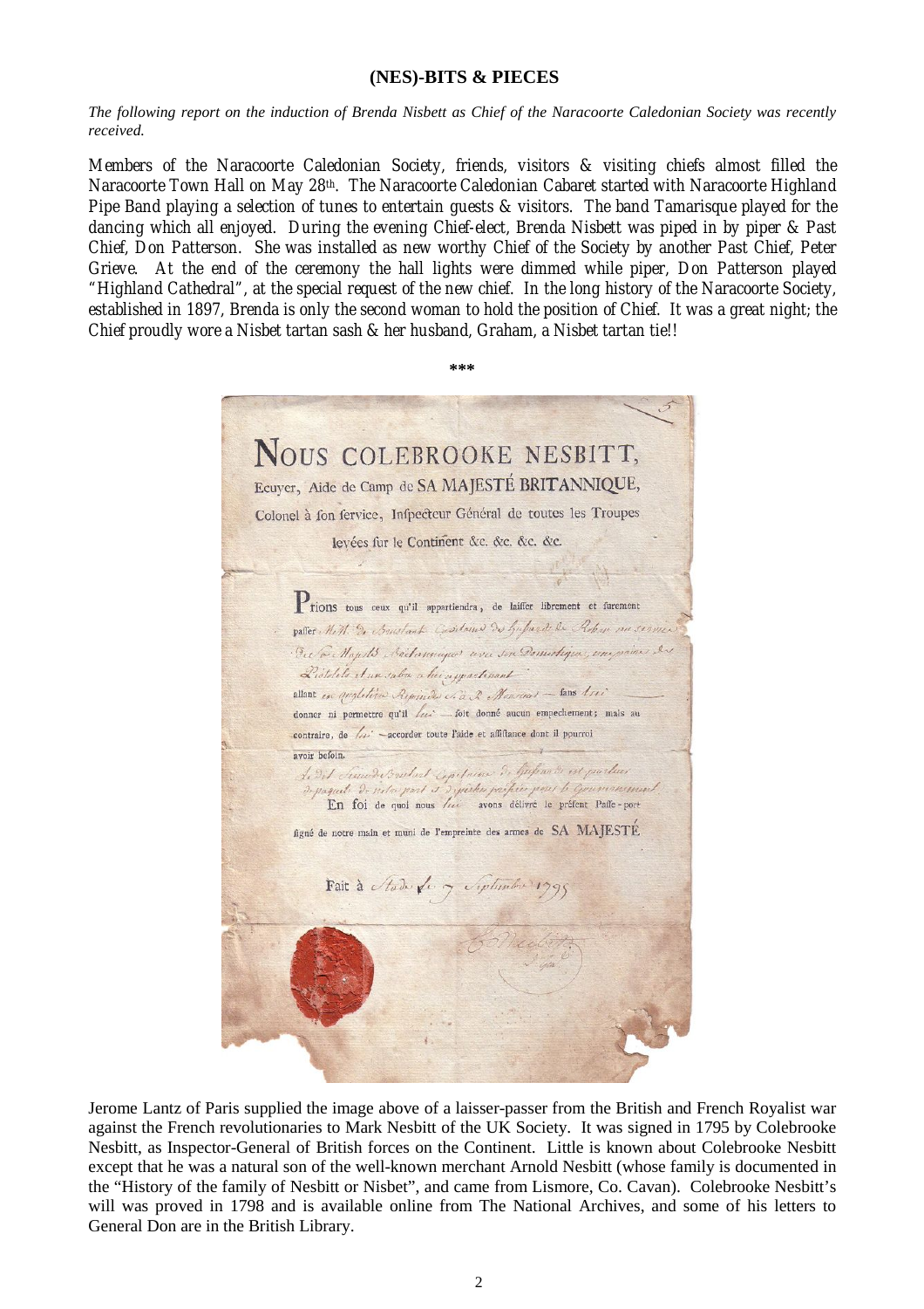## (NES)-BITS & PIECES

*The following report on the induction of Brenda Nisbett as Chief of the Naracoorte Caledonian Society was recently received.*

Members of the Naracoorte Caledonian Society, friends, visitors & visiting chiefs almost filled the Naracoorte Town Hall on May 28th. The Naracoorte Caledonian Cabaret started with Naracoorte Highland Pipe Band playing a selection of tunes to entertain guests & visitors. The band Tamarisque played for the dancing which all enjoyed. During the evening Chief-elect, Brenda Nisbett was piped in by piper & Past Chief, Don Patterson. She was installed as new worthy Chief of the Society by another Past Chief, Peter Grieve. At the end of the ceremony the hall lights were dimmed while piper, Don Patterson played "Highland Cathedral", at the special request of the new chief. In the long history of the Naracoorte Society, established in 1897, Brenda is only the second woman to hold the position of Chief. It was a great night; the Chief proudly wore a Nisbet tartan sash & her husband, Graham, a Nisbet tartan tie!!

***

Jerome Lantz of Paris supplied the image above of a laisser-passer from the British and French Royalist war against the French revolutionaries to Mark Nesbitt of the UK Society. It was signed in 1795 by Colebrooke Nesbitt, as Inspector-General of British forces on the Continent. Little is known about Colebrooke Nesbitt except that he was a natural son of the well-known merchant Arnold Nesbitt (whose family is documented in the "History of the family of Nesbitt or Nisbet", and came from Lismore, Co. Cavan). Colebrooke Nesbitt's will was proved in 1798 and is available online from The National Archives, and some of his letters to General Don are in the British Library.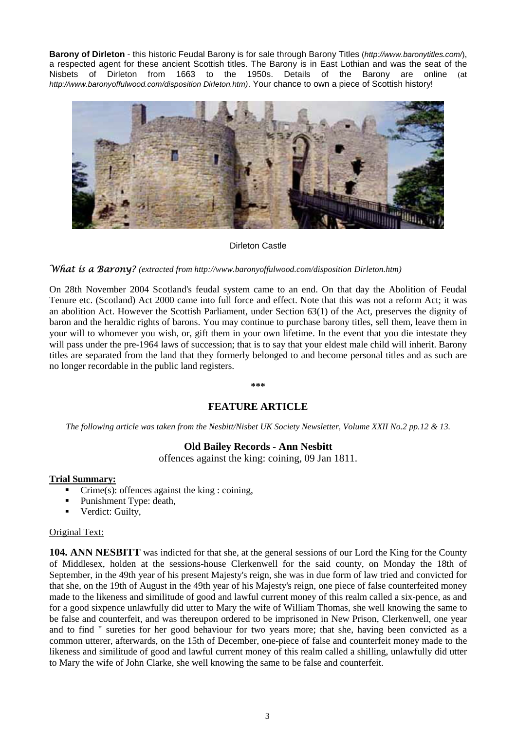**Barony of Dirleton** - this historic Feudal Barony is for sale through Barony Titles (*http://www.baronytitles.com/*), a respected agent for these ancient Scottish titles. The Barony is in East Lothian and was the seat of the Nisbets of Dirleton from 1663 to the 1950s. Details of the Barony are online (at *http://www.baronyoffulwood.com/disposition Dirleton.htm)*. Your chance to own a piece of Scottish history!

Dirleton Castle

*What is a Barony? (extracted from http://www.baronyoffulwood.com/disposition Dirleton.htm)*

On 28th November 2004 Scotland's feudal system came to an end. On that day the Abolition of Feudal Tenure etc. (Scotland) Act 2000 came into full force and effect. Note that this was not a reform Act; it was an abolition Act. However the Scottish Parliament, under Section 63(1) of the Act, preserves the dignity of baron and the heraldic rights of barons. You may continue to purchase barony titles, sell them, leave them in your will to whomever you wish, or, gift them in your own lifetime. In the event that you die intestate they will pass under the pre-1964 laws of succession; that is to say that your eldest male child will inherit. Barony titles are separated from the land that they formerly belonged to and become personal titles and as such are no longer recordable in the public land registers.

***

## FEATURE ARTICLE

*The following article was taken from the Nesbitt/Nisbet UK Society Newsletter, Volume XXII No.2 pp.12 & 13.*

### Old Bailey Records - Ann Nesbitt

offences against the king: coining, 09 Jan 1811.

**Trial Summary:**

- Crime(s): offences against the king : coining,
- Punishment Type: death,
- Verdict: Guilty,

Original Text:

**104. ANN NESBITT** was indicted for that she, at the general sessions of our Lord the King for the County of Middlesex, holden at the sessions-house Clerkenwell for the said county, on Monday the 18th of September, in the 49th year of his present Majesty's reign, she was in due form of law tried and convicted for that she, on the 19th of August in the 49th year of his Majesty's reign, one piece of false counterfeited money made to the likeness and similitude of good and lawful current money of this realm called a six-pence, as and for a good sixpence unlawfully did utter to Mary the wife of William Thomas, she well knowing the same to be false and counterfeit, and was thereupon ordered to be imprisoned in New Prison, Clerkenwell, one year and to find " sureties for her good behaviour for two years more; that she, having been convicted as a common utterer, afterwards, on the 15th of December, one-piece of false and counterfeit money made to the likeness and similitude of good and lawful current money of this realm called a shilling, unlawfully did utter to Mary the wife of John Clarke, she well knowing the same to be false and counterfeit.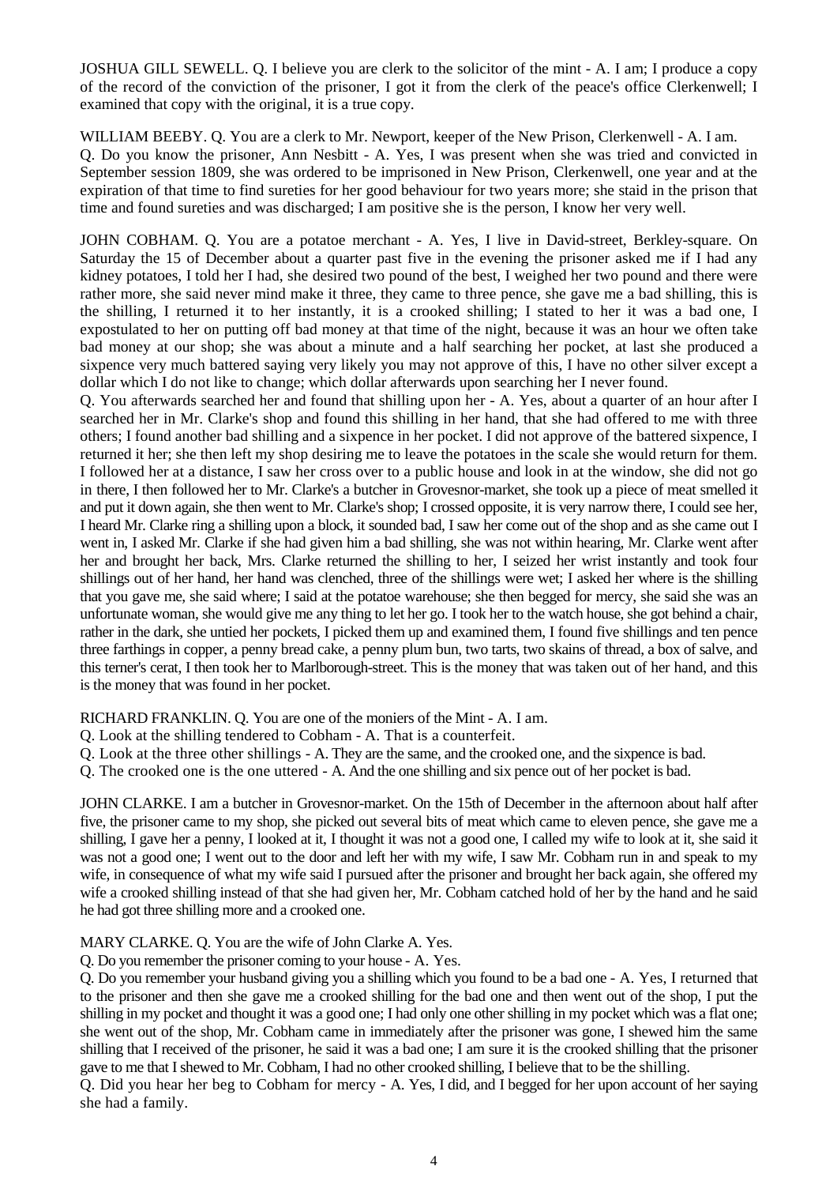JOSHUA GILL SEWELL. Q. I believe you are clerk to the solicitor of the mint - A. I am; I produce a copy of the record of the conviction of the prisoner, I got it from the clerk of the peace's office Clerkenwell; I examined that copy with the original, it is a true copy.

WILLIAM BEEBY. Q. You are a clerk to Mr. Newport, keeper of the New Prison, Clerkenwell - A. I am.

Q. Do you know the prisoner, Ann Nesbitt - A. Yes, I was present when she was tried and convicted in September session 1809, she was ordered to be imprisoned in New Prison, Clerkenwell, one year and at the expiration of that time to find sureties for her good behaviour for two years more; she staid in the prison that time and found sureties and was discharged; I am positive she is the person, I know her very well.

JOHN COBHAM. Q. You are a potatoe merchant - A. Yes, I live in David-street, Berkley-square. On Saturday the 15 of December about a quarter past five in the evening the prisoner asked me if I had any kidney potatoes, I told her I had, she desired two pound of the best, I weighed her two pound and there were rather more, she said never mind make it three, they came to three pence, she gave me a bad shilling, this is the shilling, I returned it to her instantly, it is a crooked shilling; I stated to her it was a bad one, I expostulated to her on putting off bad money at that time of the night, because it was an hour we often take bad money at our shop; she was about a minute and a half searching her pocket, at last she produced a sixpence very much battered saying very likely you may not approve of this, I have no other silver except a dollar which I do not like to change; which dollar afterwards upon searching her I never found.

Q. You afterwards searched her and found that shilling upon her - A. Yes, about a quarter of an hour after I searched her in Mr. Clarke's shop and found this shilling in her hand, that she had offered to me with three others; I found another bad shilling and a sixpence in her pocket. I did not approve of the battered sixpence, I returned it her; she then left my shop desiring me to leave the potatoes in the scale she would return for them. I followed her at a distance, I saw her cross over to a public house and look in at the window, she did not go in there, I then followed her to Mr. Clarke's a butcher in Grovesnor-market, she took up a piece of meat smelled it and put it down again, she then went to Mr. Clarke's shop; I crossed opposite, it is very narrow there, I could see her, I heard Mr. Clarke ring a shilling upon a block, it sounded bad, I saw her come out of the shop and as she came out I went in, I asked Mr. Clarke if she had given him a bad shilling, she was not within hearing, Mr. Clarke went after her and brought her back, Mrs. Clarke returned the shilling to her, I seized her wrist instantly and took four shillings out of her hand, her hand was clenched, three of the shillings were wet; I asked her where is the shilling that you gave me, she said where; I said at the potatoe warehouse; she then begged for mercy, she said she was an unfortunate woman, she would give me any thing to let her go. I took her to the watch house, she got behind a chair, rather in the dark, she untied her pockets, I picked them up and examined them, I found five shillings and ten pence three farthings in copper, a penny bread cake, a penny plum bun, two tarts, two skains of thread, a box of salve, and this terner's cerat, I then took her to Marlborough-street. This is the money that was taken out of her hand, and this is the money that was found in her pocket.

RICHARD FRANKLIN. Q. You are one of the moniers of the Mint - A. I am.

Q. Look at the shilling tendered to Cobham - A. That is a counterfeit.

Q. Look at the three other shillings - A. They are the same, and the crooked one, and the sixpence is bad.

Q. The crooked one is the one uttered - A. And the one shilling and six pence out of her pocket is bad.

JOHN CLARKE. I am a butcher in Grovesnor-market. On the 15th of December in the afternoon about half after five, the prisoner came to my shop, she picked out several bits of meat which came to eleven pence, she gave me a shilling, I gave her a penny, I looked at it, I thought it was not a good one, I called my wife to look at it, she said it was not a good one; I went out to the door and left her with my wife, I saw Mr. Cobham run in and speak to my wife, in consequence of what my wife said I pursued after the prisoner and brought her back again, she offered my wife a crooked shilling instead of that she had given her, Mr. Cobham catched hold of her by the hand and he said he had got three shilling more and a crooked one.

MARY CLARKE. Q. You are the wife of John Clarke A. Yes.

Q. Do you remember the prisoner coming to your house - A. Yes.

Q. Do you remember your husband giving you a shilling which you found to be a bad one - A. Yes, I returned that to the prisoner and then she gave me a crooked shilling for the bad one and then went out of the shop, I put the shilling in my pocket and thought it was a good one; I had only one other shilling in my pocket which was a flat one; she went out of the shop, Mr. Cobham came in immediately after the prisoner was gone, I shewed him the same shilling that I received of the prisoner, he said it was a bad one; I am sure it is the crooked shilling that the prisoner gave to me that I shewed to Mr. Cobham, I had no other crooked shilling, I believe that to be the shilling.

Q. Did you hear her beg to Cobham for mercy - A. Yes, I did, and I begged for her upon account of her saying she had a family.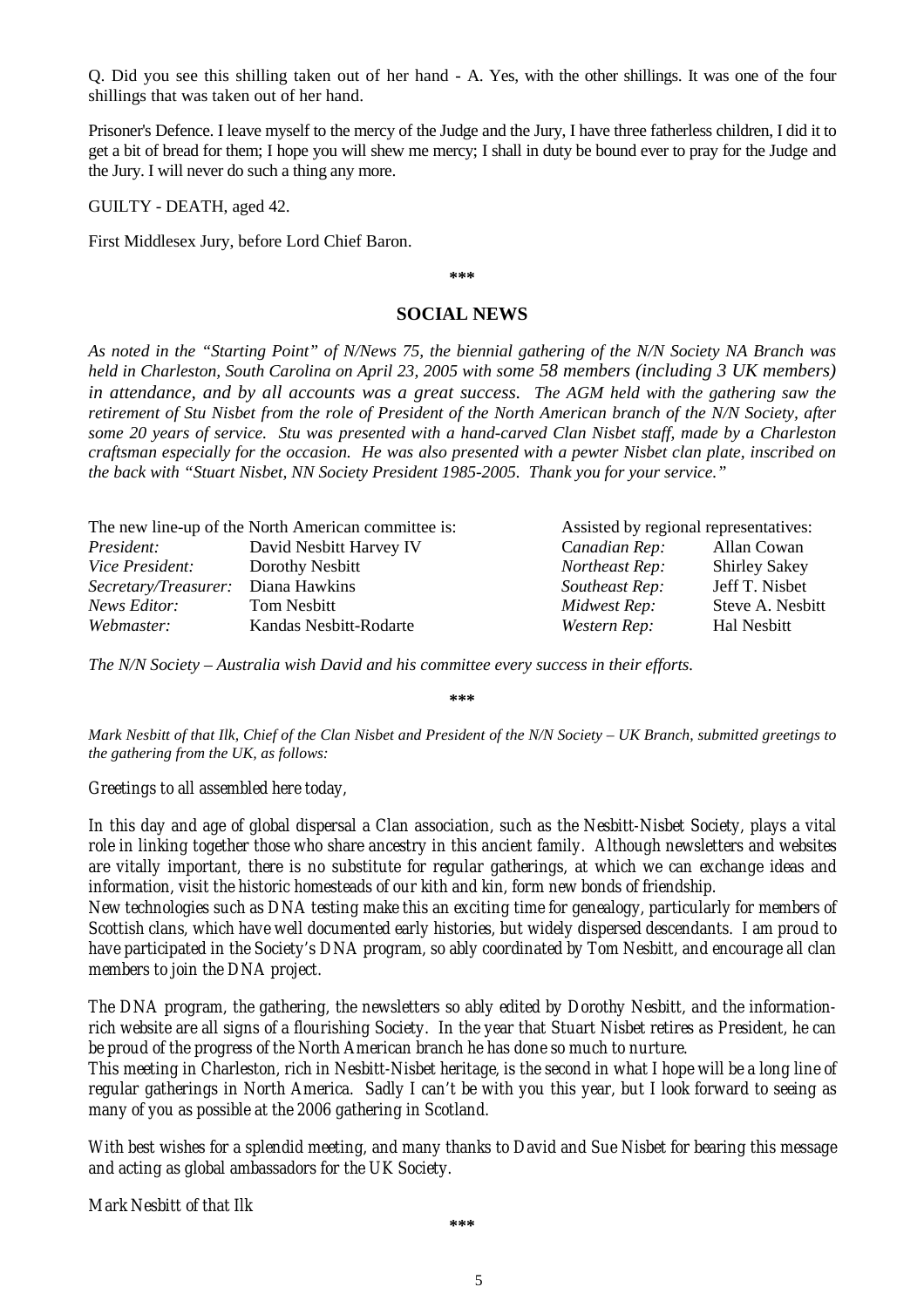Q. Did you see this shilling taken out of her hand - A. Yes, with the other shillings. It was one of the four shillings that was taken out of her hand.

Prisoner's Defence. I leave myself to the mercy of the Judge and the Jury, I have three fatherless children, I did it to get a bit of bread for them; I hope you will shew me mercy; I shall in duty be bound ever to pray for the Judge and the Jury. I will never do such a thing any more.

GUILTY - DEATH, aged 42.

First Middlesex Jury, before Lord Chief Baron.

***

## SOCIAL NEWS

*As noted in the "Starting Point" of N/News 75, the biennial gathering of the N/N Society NA Branch was held in Charleston, South Carolina on April 23, 2005 with some 58 members (including 3 UK members) in attendance, and by all accounts was a great success. The AGM held with the gathering saw the retirement of Stu Nisbet from the role of President of the North American branch of the N/N Society, after some 20 years of service. Stu was presented with a hand-carved Clan Nisbet staff, made by a Charleston craftsman especially for the occasion. He was also presented with a pewter Nisbet clan plate, inscribed on the back with "Stuart Nisbet, NN Society President 1985-2005. Thank you for your service."*

| The new line-up of the North American committee is: | | Assisted by regional representatives: | |
|---|---|---|---|
| *President:* | David Nesbitt Harvey IV | *Canadian Rep:* | Allan Cowan |
| *Vice President:* | Dorothy Nesbitt | *Northeast Rep:* | Shirley Sakey |
| *Secretary/Treasurer:* | Diana Hawkins | *Southeast Rep:* | Jeff T. Nisbet |
| *News Editor:* | Tom Nesbitt | *Midwest Rep:* | Steve A. Nesbitt |
| *Webmaster:* | Kandas Nesbitt-Rodarte | *Western Rep:* | Hal Nesbitt |

*The N/N Society – Australia wish David and his committee every success in their efforts.*

***

*Mark Nesbitt of that Ilk, Chief of the Clan Nisbet and President of the N/N Society – UK Branch, submitted greetings to the gathering from the UK, as follows:*

*Greetings to all assembled here today,*

*In this day and age of global dispersal a Clan association, such as the Nesbitt-Nisbet Society, plays a vital role in linking together those who share ancestry in this ancient family. Although newsletters and websites are vitally important, there is no substitute for regular gatherings, at which we can exchange ideas and information, visit the historic homesteads of our kith and kin, form new bonds of friendship.*

*New technologies such as DNA testing make this an exciting time for genealogy, particularly for members of Scottish clans, which have well documented early histories, but widely dispersed descendants. I am proud to have participated in the Society's DNA program, so ably coordinated by Tom Nesbitt, and encourage all clan members to join the DNA project.*

*The DNA program, the gathering, the newsletters so ably edited by Dorothy Nesbitt, and the information-rich website are all signs of a flourishing Society. In the year that Stuart Nisbet retires as President, he can be proud of the progress of the North American branch he has done so much to nurture.*

*This meeting in Charleston, rich in Nesbitt-Nisbet heritage, is the second in what I hope will be a long line of regular gatherings in North America. Sadly I can't be with you this year, but I look forward to seeing as many of you as possible at the 2006 gathering in Scotland.*

*With best wishes for a splendid meeting, and many thanks to David and Sue Nisbet for bearing this message and acting as global ambassadors for the UK Society.*

*Mark Nesbitt of that Ilk*

***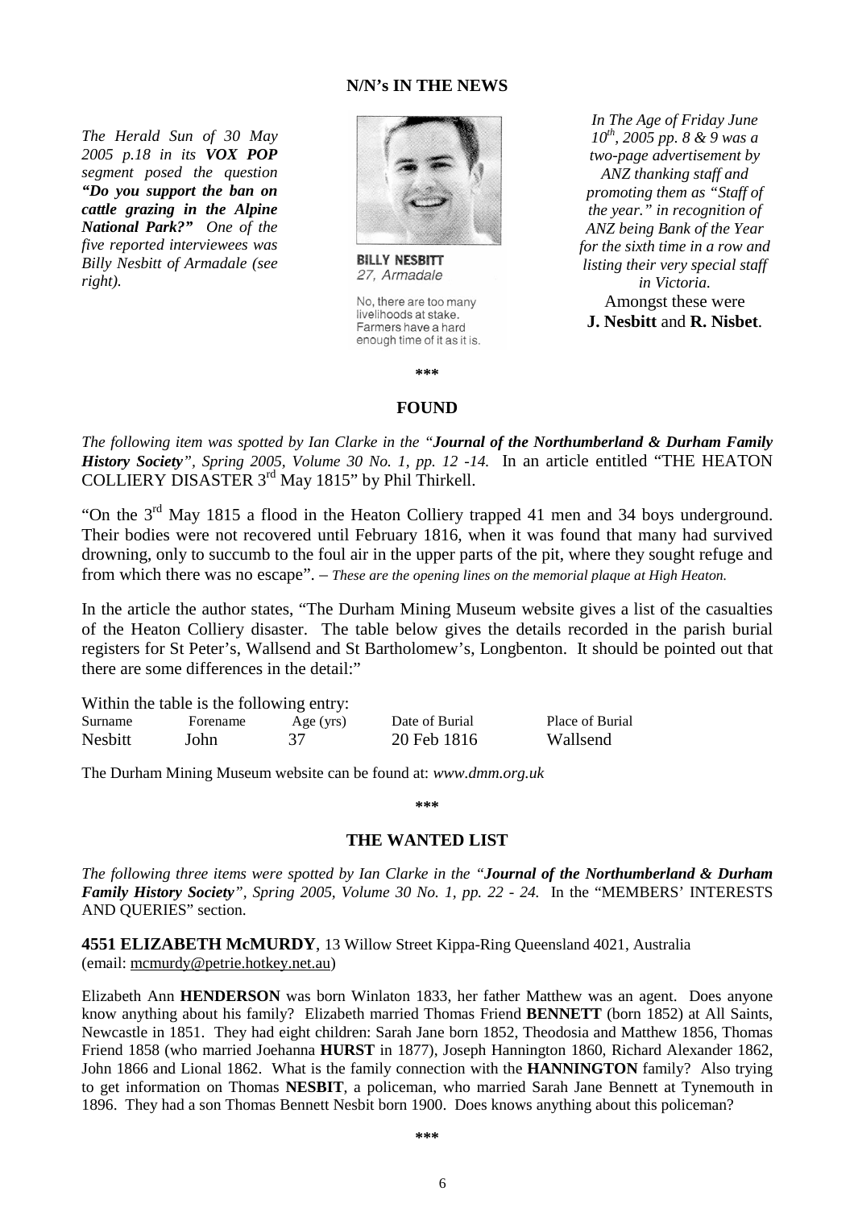## N/N's IN THE NEWS

*The Herald Sun of 30 May 2005 p.18 in its **VOX POP** segment posed the question **"Do you support the ban on cattle grazing in the Alpine National Park?"** One of the five reported interviewees was Billy Nesbitt of Armadale (see right).*

**BILLY NESBITT**
*27, Armadale*

No, there are too many livelihoods at stake. Farmers have a hard enough time of it as it is.

*In The Age of Friday June 10th, 2005 pp. 8 & 9 was a two-page advertisement by ANZ thanking staff and promoting them as "Staff of the year." in recognition of ANZ being Bank of the Year for the sixth time in a row and listing their very special staff in Victoria.*

Amongst these were **J. Nesbitt** and **R. Nisbet**.

\*\*\*

## FOUND

*The following item was spotted by Ian Clarke in the "**Journal of the Northumberland & Durham Family History Society**", Spring 2005, Volume 30 No. 1, pp. 12 -14.* In an article entitled "THE HEATON COLLIERY DISASTER 3rd May 1815" by Phil Thirkell.

"On the 3rd May 1815 a flood in the Heaton Colliery trapped 41 men and 34 boys underground. Their bodies were not recovered until February 1816, when it was found that many had survived drowning, only to succumb to the foul air in the upper parts of the pit, where they sought refuge and from which there was no escape". – *These are the opening lines on the memorial plaque at High Heaton.*

In the article the author states, "The Durham Mining Museum website gives a list of the casualties of the Heaton Colliery disaster. The table below gives the details recorded in the parish burial registers for St Peter's, Wallsend and St Bartholomew's, Longbenton. It should be pointed out that there are some differences in the detail:"

Within the table is the following entry:

| Surname | Forename | Age (yrs) | Date of Burial | Place of Burial |
|---|---|---|---|---|
| Nesbitt | John | 37 | 20 Feb 1816 | Wallsend |

The Durham Mining Museum website can be found at: *www.dmm.org.uk*

\*\*\*

## THE WANTED LIST

*The following three items were spotted by Ian Clarke in the "**Journal of the Northumberland & Durham Family History Society**", Spring 2005, Volume 30 No. 1, pp. 22 - 24.* In the "MEMBERS' INTERESTS AND QUERIES" section.

**4551 ELIZABETH McMURDY**, 13 Willow Street Kippa-Ring Queensland 4021, Australia (email: mcmurdy@petrie.hotkey.net.au)

Elizabeth Ann **HENDERSON** was born Winlaton 1833, her father Matthew was an agent. Does anyone know anything about his family? Elizabeth married Thomas Friend **BENNETT** (born 1852) at All Saints, Newcastle in 1851. They had eight children: Sarah Jane born 1852, Theodosia and Matthew 1856, Thomas Friend 1858 (who married Joehanna **HURST** in 1877), Joseph Hannington 1860, Richard Alexander 1862, John 1866 and Lional 1862. What is the family connection with the **HANNINGTON** family? Also trying to get information on Thomas **NESBIT**, a policeman, who married Sarah Jane Bennett at Tynemouth in 1896. They had a son Thomas Bennett Nesbit born 1900. Does knows anything about this policeman?

\*\*\*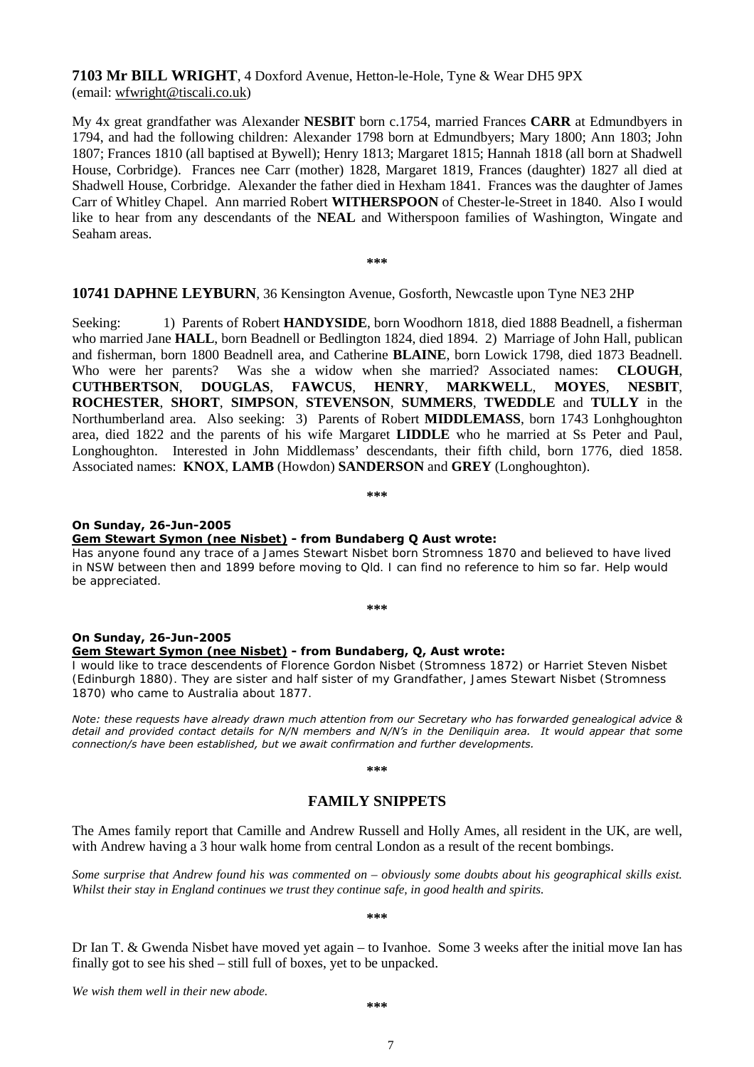**7103 Mr BILL WRIGHT**, 4 Doxford Avenue, Hetton-le-Hole, Tyne & Wear DH5 9PX
(email: wfwright@tiscali.co.uk)

My 4x great grandfather was Alexander **NESBIT** born c.1754, married Frances **CARR** at Edmundbyers in 1794, and had the following children: Alexander 1798 born at Edmundbyers; Mary 1800; Ann 1803; John 1807; Frances 1810 (all baptised at Bywell); Henry 1813; Margaret 1815; Hannah 1818 (all born at Shadwell House, Corbridge). Frances nee Carr (mother) 1828, Margaret 1819, Frances (daughter) 1827 all died at Shadwell House, Corbridge. Alexander the father died in Hexham 1841. Frances was the daughter of James Carr of Whitley Chapel. Ann married Robert **WITHERSPOON** of Chester-le-Street in 1840. Also I would like to hear from any descendants of the **NEAL** and Witherspoon families of Washington, Wingate and Seaham areas.

\*\*\*

**10741 DAPHNE LEYBURN**, 36 Kensington Avenue, Gosforth, Newcastle upon Tyne NE3 2HP

Seeking: 1) Parents of Robert **HANDYSIDE**, born Woodhorn 1818, died 1888 Beadnell, a fisherman who married Jane **HALL**, born Beadnell or Bedlington 1824, died 1894. 2) Marriage of John Hall, publican and fisherman, born 1800 Beadnell area, and Catherine **BLAINE**, born Lowick 1798, died 1873 Beadnell. Who were her parents? Was she a widow when she married? Associated names: **CLOUGH**, **CUTHBERTSON**, **DOUGLAS**, **FAWCUS**, **HENRY**, **MARKWELL**, **MOYES**, **NESBIT**, **ROCHESTER**, **SHORT**, **SIMPSON**, **STEVENSON**, **SUMMERS**, **TWEDDLE** and **TULLY** in the Northumberland area. Also seeking: 3) Parents of Robert **MIDDLEMASS**, born 1743 Lonhghoughton area, died 1822 and the parents of his wife Margaret **LIDDLE** who he married at Ss Peter and Paul, Longhoughton. Interested in John Middlemass' descendants, their fifth child, born 1776, died 1858. Associated names: **KNOX**, **LAMB** (Howdon) **SANDERSON** and **GREY** (Longhoughton).

\*\*\*

**On Sunday, 26-Jun-2005**
**Gem Stewart Symon (nee Nisbet) - from Bundaberg Q Aust wrote:**
Has anyone found any trace of a James Stewart Nisbet born Stromness 1870 and believed to have lived in NSW between then and 1899 before moving to Qld. I can find no reference to him so far. Help would be appreciated.

\*\*\*

**On Sunday, 26-Jun-2005**
**Gem Stewart Symon (nee Nisbet) - from Bundaberg, Q, Aust wrote:**
I would like to trace descendents of Florence Gordon Nisbet (Stromness 1872) or Harriet Steven Nisbet (Edinburgh 1880). They are sister and half sister of my Grandfather, James Stewart Nisbet (Stromness 1870) who came to Australia about 1877.

*Note: these requests have already drawn much attention from our Secretary who has forwarded genealogical advice & detail and provided contact details for N/N members and N/N's in the Deniliquin area. It would appear that some connection/s have been established, but we await confirmation and further developments.*

\*\*\*

## FAMILY SNIPPETS

The Ames family report that Camille and Andrew Russell and Holly Ames, all resident in the UK, are well, with Andrew having a 3 hour walk home from central London as a result of the recent bombings.

*Some surprise that Andrew found his was commented on – obviously some doubts about his geographical skills exist. Whilst their stay in England continues we trust they continue safe, in good health and spirits.*

\*\*\*

Dr Ian T. & Gwenda Nisbet have moved yet again – to Ivanhoe. Some 3 weeks after the initial move Ian has finally got to see his shed – still full of boxes, yet to be unpacked.

*We wish them well in their new abode.*

\*\*\*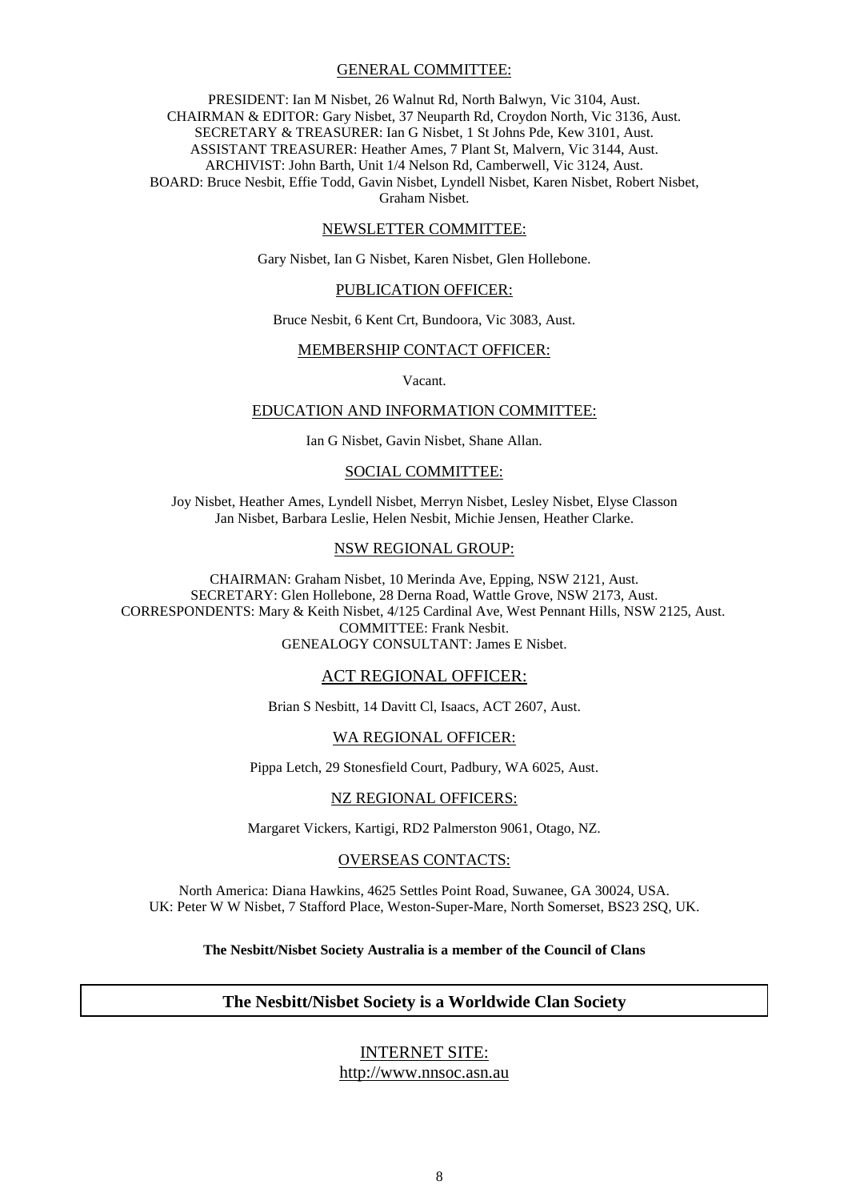## GENERAL COMMITTEE:

PRESIDENT: Ian M Nisbet, 26 Walnut Rd, North Balwyn, Vic 3104, Aust.
CHAIRMAN & EDITOR: Gary Nisbet, 37 Neuparth Rd, Croydon North, Vic 3136, Aust.
SECRETARY & TREASURER: Ian G Nisbet, 1 St Johns Pde, Kew 3101, Aust.
ASSISTANT TREASURER: Heather Ames, 7 Plant St, Malvern, Vic 3144, Aust.
ARCHIVIST: John Barth, Unit 1/4 Nelson Rd, Camberwell, Vic 3124, Aust.
BOARD: Bruce Nesbit, Effie Todd, Gavin Nisbet, Lyndell Nisbet, Karen Nisbet, Robert Nisbet, Graham Nisbet.

## NEWSLETTER COMMITTEE:

Gary Nisbet, Ian G Nisbet, Karen Nisbet, Glen Hollebone.

## PUBLICATION OFFICER:

Bruce Nesbit, 6 Kent Crt, Bundoora, Vic 3083, Aust.

## MEMBERSHIP CONTACT OFFICER:

Vacant.

## EDUCATION AND INFORMATION COMMITTEE:

Ian G Nisbet, Gavin Nisbet, Shane Allan.

## SOCIAL COMMITTEE:

Joy Nisbet, Heather Ames, Lyndell Nisbet, Merryn Nisbet, Lesley Nisbet, Elyse Classon
Jan Nisbet, Barbara Leslie, Helen Nesbit, Michie Jensen, Heather Clarke.

## NSW REGIONAL GROUP:

CHAIRMAN: Graham Nisbet, 10 Merinda Ave, Epping, NSW 2121, Aust.
SECRETARY: Glen Hollebone, 28 Derna Road, Wattle Grove, NSW 2173, Aust.
CORRESPONDENTS: Mary & Keith Nisbet, 4/125 Cardinal Ave, West Pennant Hills, NSW 2125, Aust.
COMMITTEE: Frank Nesbit.
GENEALOGY CONSULTANT: James E Nisbet.

## ACT REGIONAL OFFICER:

Brian S Nesbitt, 14 Davitt Cl, Isaacs, ACT 2607, Aust.

## WA REGIONAL OFFICER:

Pippa Letch, 29 Stonesfield Court, Padbury, WA 6025, Aust.

## NZ REGIONAL OFFICERS:

Margaret Vickers, Kartigi, RD2 Palmerston 9061, Otago, NZ.

## OVERSEAS CONTACTS:

North America: Diana Hawkins, 4625 Settles Point Road, Suwanee, GA 30024, USA.
UK: Peter W W Nisbet, 7 Stafford Place, Weston-Super-Mare, North Somerset, BS23 2SQ, UK.

**The Nesbitt/Nisbet Society Australia is a member of the Council of Clans**

**The Nesbitt/Nisbet Society is a Worldwide Clan Society**

## INTERNET SITE:

http://www.nnsoc.asn.au